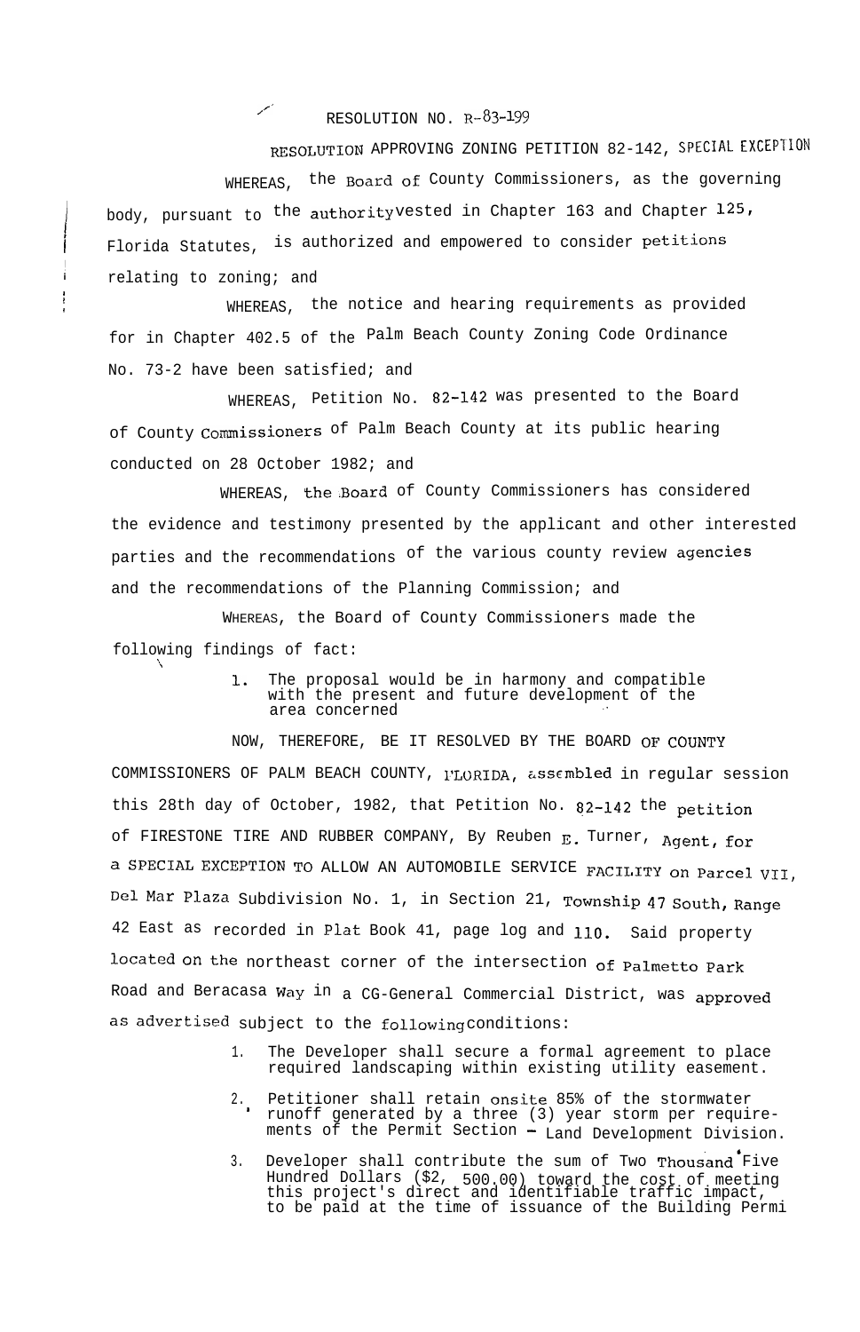RESOLUTION NO. R-83-199

RESOLUTION APPROVING ZONING PETITION 82-142, SPECIAL EXCEPTION

WHEREAS, the Board of County Commissioners, as the governing body, pursuant to the authority vested in Chapter 163 and Chapter 125, Florida Statutes, is authorized and empowered to consider petitions relating to zoning; and

WHEREAS, the notice and hearing requirements as provided for in Chapter 402.5 of the Palm Beach County Zoning Code Ordinance No. 73-2 have been satisfied; and

WHEREAS, Petition No. 82-142 was presented to the Board of County Commissioners of Palm Beach County at its public hearing conducted on 28 October 1982; and

WHEREAS, the Board of County Commissioners has considered the evidence and testimony presented by the applicant and other interested parties and the recommendations of the various county review agencies and the recommendations of the Planning Commission; and

WHEREAS, the Board of County Commissioners made the following findings of fact:

1. The proposal would be in harmony and compatible with the present and future development of the area concerned

NOW, THEREFORE, BE IT RESOLVED BY THE BOARD OF COUNTY COMMISSIONERS OF PALM BEACH COUNTY, FLORIDA, assembled in regular session this 28th day of October, 1982, that Petition No. 82-142 the petition of FIRESTONE TIRE AND RUBBER COMPANY, By Reuben E. Turner, Agent, for a SPECIAL EXCEPTION TO ALLOW AN AUTOMOBILE SERVICE FACILITY on Parcel VII, Del Mar Plaza Subdivision No. 1, in Section 21, Township 47 South, Range 42 East as recorded in Plat Book 41, page log and 110. Said property located on the northeast corner of the intersection of Palmetto Park Road and Beracasa Way in a CG-General Commercial District, was approved as advertised subject to the following conditions:

1. The Developer shall secure a formal agreement to place required landscaping within existing utility easement.
2. Petitioner shall retain onsite 85% of the stormwater runoff generated by a three (3) year storm per requirements of the Permit Section - Land Development Division.
3. Developer shall contribute the sum of Two Thousand Five Hundred Dollars ($2, 500.00) toward the cost of meeting this project's direct and identifiable traffic impact, to be paid at the time of issuance of the Building Permi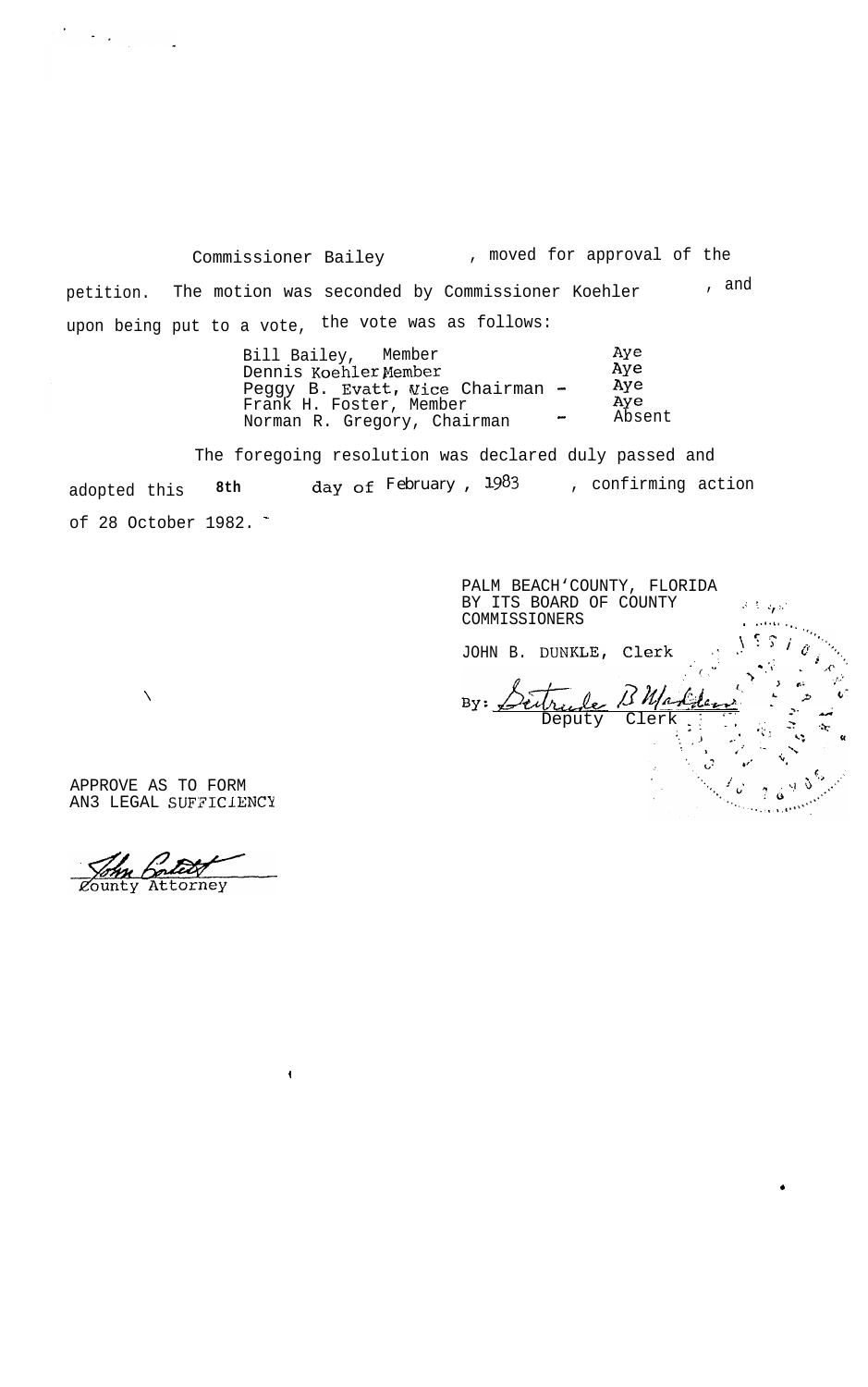Commissioner Bailey, moved for approval of the petition. The motion was seconded by Commissioner Koehler, and upon being put to a vote, the vote was as follows:

| | |
|---|---|
| Bill Bailey, Member | Aye |
| Dennis Koehler Member | Aye |
| Peggy B. Evatt, Vice Chairman - | Aye |
| Frank H. Foster, Member | Aye |
| Norman R. Gregory, Chairman - | Absent |

The foregoing resolution was declared duly passed and adopted this 8th day of February, 1983, confirming action of 28 October 1982.

PALM BEACH COUNTY, FLORIDA
BY ITS BOARD OF COUNTY
COMMISSIONERS

JOHN B. DUNKLE, Clerk

By: ______________________
Deputy Clerk

APPROVE AS TO FORM
AN3 LEGAL SUFFICIENCY

______________________
County Attorney